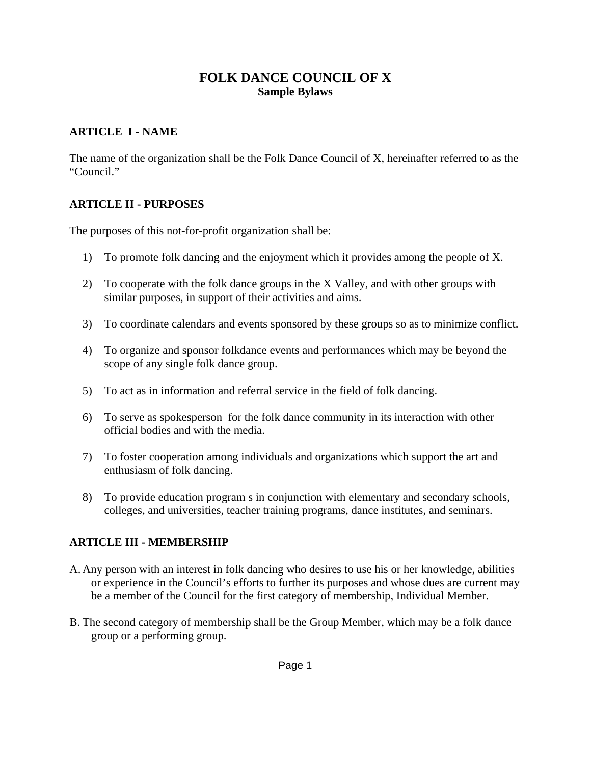# FOLK DANCE COUNCIL OF X

**Sample Bylaws**

## ARTICLE I - NAME

The name of the organization shall be the Folk Dance Council of X, hereinafter referred to as the "Council."

## ARTICLE II - PURPOSES

The purposes of this not-for-profit organization shall be:

1) To promote folk dancing and the enjoyment which it provides among the people of X.

2) To cooperate with the folk dance groups in the X Valley, and with other groups with similar purposes, in support of their activities and aims.

3) To coordinate calendars and events sponsored by these groups so as to minimize conflict.

4) To organize and sponsor folkdance events and performances which may be beyond the scope of any single folk dance group.

5) To act as in information and referral service in the field of folk dancing.

6) To serve as spokesperson for the folk dance community in its interaction with other official bodies and with the media.

7) To foster cooperation among individuals and organizations which support the art and enthusiasm of folk dancing.

8) To provide education program s in conjunction with elementary and secondary schools, colleges, and universities, teacher training programs, dance institutes, and seminars.

## ARTICLE III - MEMBERSHIP

A. Any person with an interest in folk dancing who desires to use his or her knowledge, abilities or experience in the Council's efforts to further its purposes and whose dues are current may be a member of the Council for the first category of membership, Individual Member.

B. The second category of membership shall be the Group Member, which may be a folk dance group or a performing group.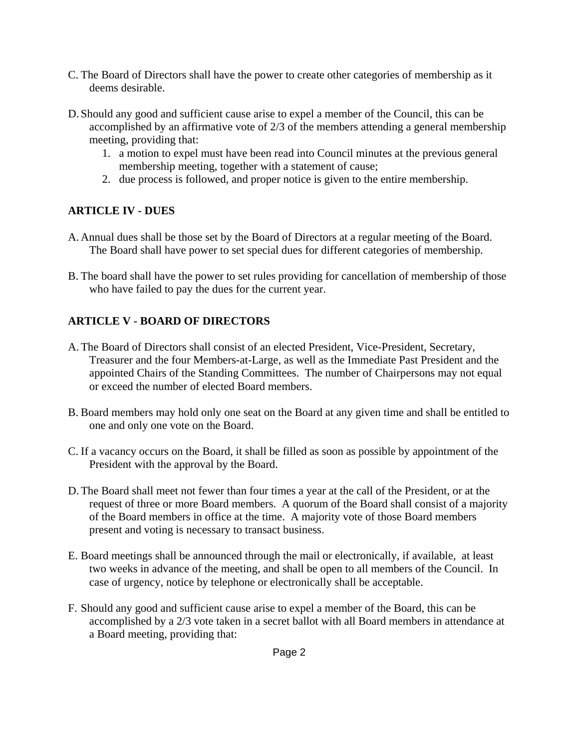C. The Board of Directors shall have the power to create other categories of membership as it deems desirable.

D. Should any good and sufficient cause arise to expel a member of the Council, this can be accomplished by an affirmative vote of 2/3 of the members attending a general membership meeting, providing that:

1. a motion to expel must have been read into Council minutes at the previous general membership meeting, together with a statement of cause;
2. due process is followed, and proper notice is given to the entire membership.

## ARTICLE IV - DUES

A. Annual dues shall be those set by the Board of Directors at a regular meeting of the Board. The Board shall have power to set special dues for different categories of membership.

B. The board shall have the power to set rules providing for cancellation of membership of those who have failed to pay the dues for the current year.

## ARTICLE V - BOARD OF DIRECTORS

A. The Board of Directors shall consist of an elected President, Vice-President, Secretary, Treasurer and the four Members-at-Large, as well as the Immediate Past President and the appointed Chairs of the Standing Committees. The number of Chairpersons may not equal or exceed the number of elected Board members.

B. Board members may hold only one seat on the Board at any given time and shall be entitled to one and only one vote on the Board.

C. If a vacancy occurs on the Board, it shall be filled as soon as possible by appointment of the President with the approval by the Board.

D. The Board shall meet not fewer than four times a year at the call of the President, or at the request of three or more Board members. A quorum of the Board shall consist of a majority of the Board members in office at the time. A majority vote of those Board members present and voting is necessary to transact business.

E. Board meetings shall be announced through the mail or electronically, if available, at least two weeks in advance of the meeting, and shall be open to all members of the Council. In case of urgency, notice by telephone or electronically shall be acceptable.

F. Should any good and sufficient cause arise to expel a member of the Board, this can be accomplished by a 2/3 vote taken in a secret ballot with all Board members in attendance at a Board meeting, providing that: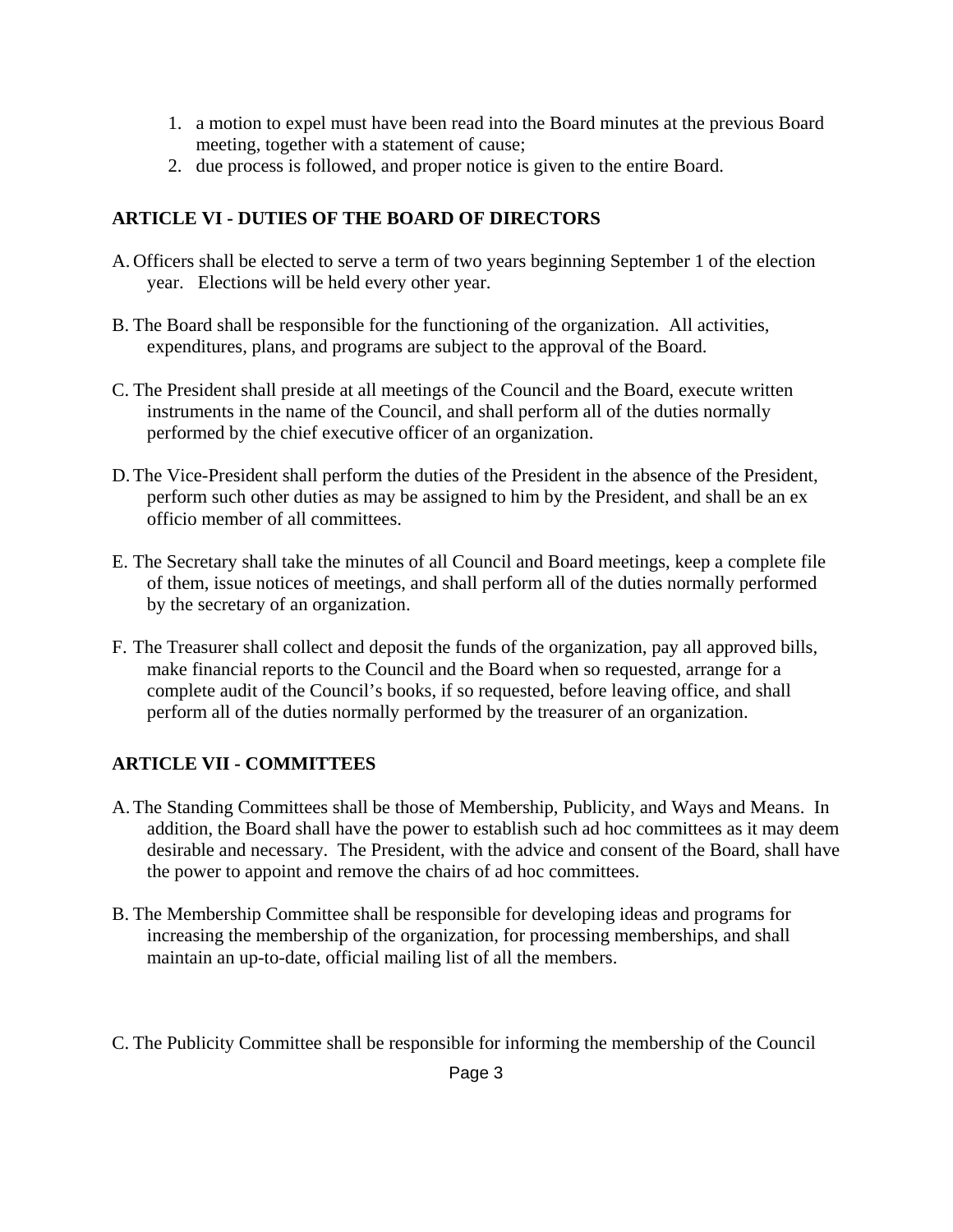1. a motion to expel must have been read into the Board minutes at the previous Board meeting, together with a statement of cause;
2. due process is followed, and proper notice is given to the entire Board.

## ARTICLE VI - DUTIES OF THE BOARD OF DIRECTORS

A. Officers shall be elected to serve a term of two years beginning September 1 of the election year. Elections will be held every other year.

B. The Board shall be responsible for the functioning of the organization. All activities, expenditures, plans, and programs are subject to the approval of the Board.

C. The President shall preside at all meetings of the Council and the Board, execute written instruments in the name of the Council, and shall perform all of the duties normally performed by the chief executive officer of an organization.

D. The Vice-President shall perform the duties of the President in the absence of the President, perform such other duties as may be assigned to him by the President, and shall be an ex officio member of all committees.

E. The Secretary shall take the minutes of all Council and Board meetings, keep a complete file of them, issue notices of meetings, and shall perform all of the duties normally performed by the secretary of an organization.

F. The Treasurer shall collect and deposit the funds of the organization, pay all approved bills, make financial reports to the Council and the Board when so requested, arrange for a complete audit of the Council's books, if so requested, before leaving office, and shall perform all of the duties normally performed by the treasurer of an organization.

## ARTICLE VII - COMMITTEES

A. The Standing Committees shall be those of Membership, Publicity, and Ways and Means. In addition, the Board shall have the power to establish such ad hoc committees as it may deem desirable and necessary. The President, with the advice and consent of the Board, shall have the power to appoint and remove the chairs of ad hoc committees.

B. The Membership Committee shall be responsible for developing ideas and programs for increasing the membership of the organization, for processing memberships, and shall maintain an up-to-date, official mailing list of all the members.

C. The Publicity Committee shall be responsible for informing the membership of the Council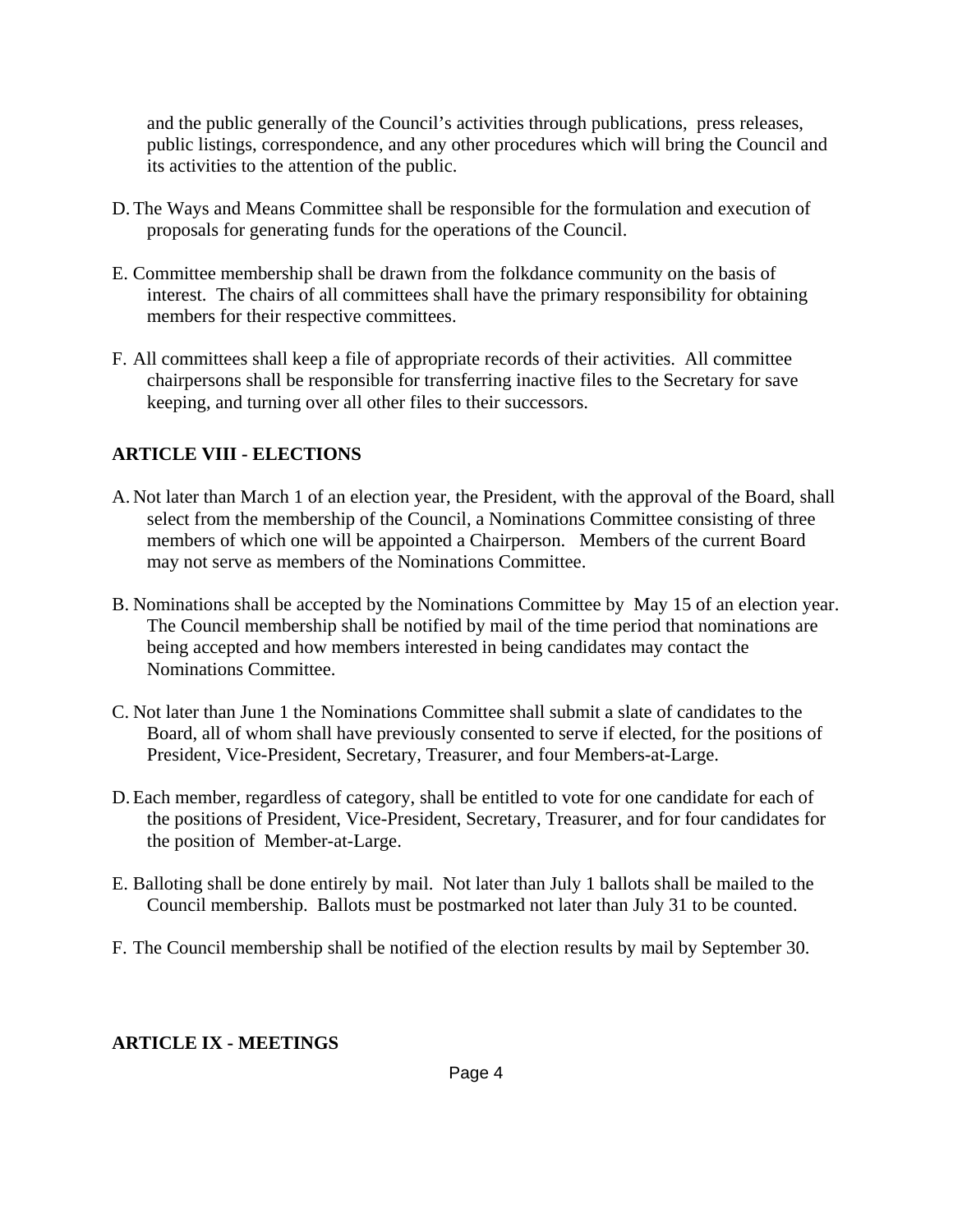and the public generally of the Council's activities through publications, press releases, public listings, correspondence, and any other procedures which will bring the Council and its activities to the attention of the public.

D. The Ways and Means Committee shall be responsible for the formulation and execution of proposals for generating funds for the operations of the Council.

E. Committee membership shall be drawn from the folkdance community on the basis of interest. The chairs of all committees shall have the primary responsibility for obtaining members for their respective committees.

F. All committees shall keep a file of appropriate records of their activities. All committee chairpersons shall be responsible for transferring inactive files to the Secretary for save keeping, and turning over all other files to their successors.

## ARTICLE VIII - ELECTIONS

A. Not later than March 1 of an election year, the President, with the approval of the Board, shall select from the membership of the Council, a Nominations Committee consisting of three members of which one will be appointed a Chairperson. Members of the current Board may not serve as members of the Nominations Committee.

B. Nominations shall be accepted by the Nominations Committee by May 15 of an election year. The Council membership shall be notified by mail of the time period that nominations are being accepted and how members interested in being candidates may contact the Nominations Committee.

C. Not later than June 1 the Nominations Committee shall submit a slate of candidates to the Board, all of whom shall have previously consented to serve if elected, for the positions of President, Vice-President, Secretary, Treasurer, and four Members-at-Large.

D. Each member, regardless of category, shall be entitled to vote for one candidate for each of the positions of President, Vice-President, Secretary, Treasurer, and for four candidates for the position of Member-at-Large.

E. Balloting shall be done entirely by mail. Not later than July 1 ballots shall be mailed to the Council membership. Ballots must be postmarked not later than July 31 to be counted.

F. The Council membership shall be notified of the election results by mail by September 30.

## ARTICLE IX - MEETINGS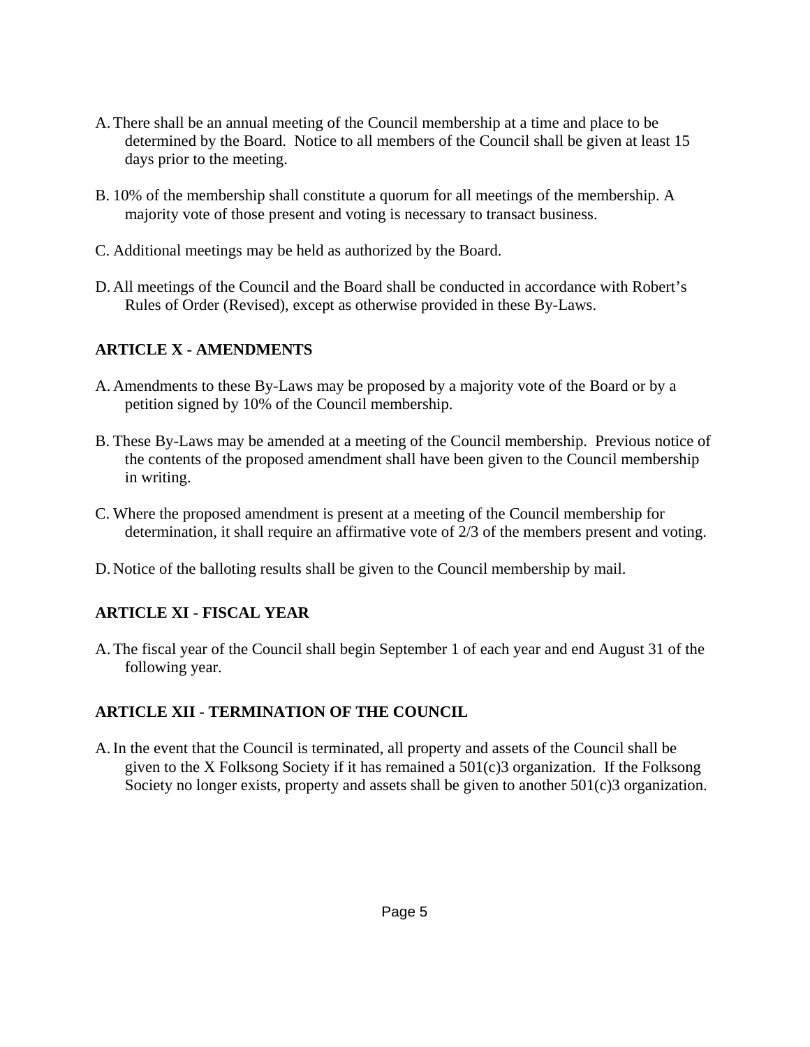A. There shall be an annual meeting of the Council membership at a time and place to be determined by the Board. Notice to all members of the Council shall be given at least 15 days prior to the meeting.

B. 10% of the membership shall constitute a quorum for all meetings of the membership. A majority vote of those present and voting is necessary to transact business.

C. Additional meetings may be held as authorized by the Board.

D. All meetings of the Council and the Board shall be conducted in accordance with Robert's Rules of Order (Revised), except as otherwise provided in these By-Laws.

**ARTICLE X - AMENDMENTS**

A. Amendments to these By-Laws may be proposed by a majority vote of the Board or by a petition signed by 10% of the Council membership.

B. These By-Laws may be amended at a meeting of the Council membership. Previous notice of the contents of the proposed amendment shall have been given to the Council membership in writing.

C. Where the proposed amendment is present at a meeting of the Council membership for determination, it shall require an affirmative vote of 2/3 of the members present and voting.

D. Notice of the balloting results shall be given to the Council membership by mail.

**ARTICLE XI - FISCAL YEAR**

A. The fiscal year of the Council shall begin September 1 of each year and end August 31 of the following year.

**ARTICLE XII - TERMINATION OF THE COUNCIL**

A. In the event that the Council is terminated, all property and assets of the Council shall be given to the X Folksong Society if it has remained a 501(c)3 organization. If the Folksong Society no longer exists, property and assets shall be given to another 501(c)3 organization.